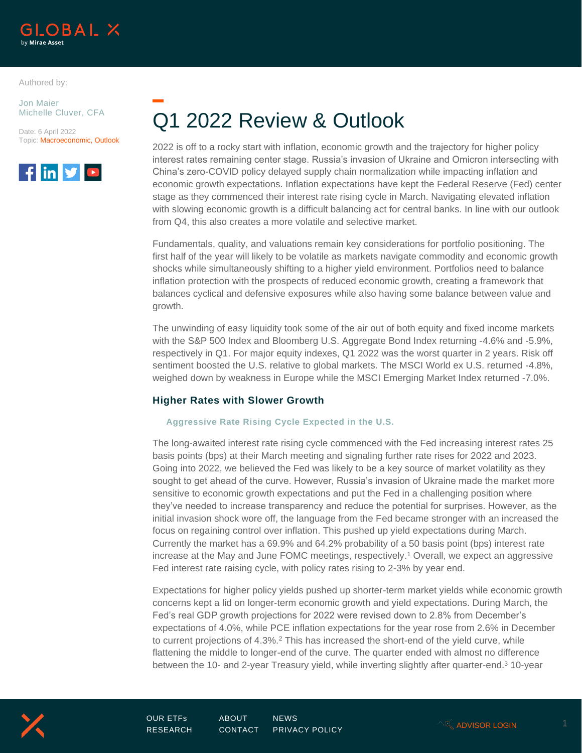Authored by:

Jon Maier
Michelle Cluver, CFA

Date: 6 April 2022
Topic: Macroeconomic, Outlook

# Q1 2022 Review & Outlook

2022 is off to a rocky start with inflation, economic growth and the trajectory for higher policy interest rates remaining center stage. Russia's invasion of Ukraine and Omicron intersecting with China's zero-COVID policy delayed supply chain normalization while impacting inflation and economic growth expectations. Inflation expectations have kept the Federal Reserve (Fed) center stage as they commenced their interest rate rising cycle in March. Navigating elevated inflation with slowing economic growth is a difficult balancing act for central banks. In line with our outlook from Q4, this also creates a more volatile and selective market.

Fundamentals, quality, and valuations remain key considerations for portfolio positioning. The first half of the year will likely to be volatile as markets navigate commodity and economic growth shocks while simultaneously shifting to a higher yield environment. Portfolios need to balance inflation protection with the prospects of reduced economic growth, creating a framework that balances cyclical and defensive exposures while also having some balance between value and growth.

The unwinding of easy liquidity took some of the air out of both equity and fixed income markets with the S&P 500 Index and Bloomberg U.S. Aggregate Bond Index returning -4.6% and -5.9%, respectively in Q1. For major equity indexes, Q1 2022 was the worst quarter in 2 years. Risk off sentiment boosted the U.S. relative to global markets. The MSCI World ex U.S. returned -4.8%, weighed down by weakness in Europe while the MSCI Emerging Market Index returned -7.0%.

## Higher Rates with Slower Growth

### Aggressive Rate Rising Cycle Expected in the U.S.

The long-awaited interest rate rising cycle commenced with the Fed increasing interest rates 25 basis points (bps) at their March meeting and signaling further rate rises for 2022 and 2023. Going into 2022, we believed the Fed was likely to be a key source of market volatility as they sought to get ahead of the curve. However, Russia's invasion of Ukraine made the market more sensitive to economic growth expectations and put the Fed in a challenging position where they've needed to increase transparency and reduce the potential for surprises. However, as the initial invasion shock wore off, the language from the Fed became stronger with an increased the focus on regaining control over inflation. This pushed up yield expectations during March. Currently the market has a 69.9% and 64.2% probability of a 50 basis point (bps) interest rate increase at the May and June FOMC meetings, respectively.[1] Overall, we expect an aggressive Fed interest rate raising cycle, with policy rates rising to 2-3% by year end.

Expectations for higher policy yields pushed up shorter-term market yields while economic growth concerns kept a lid on longer-term economic growth and yield expectations. During March, the Fed's real GDP growth projections for 2022 were revised down to 2.8% from December's expectations of 4.0%, while PCE inflation expectations for the year rose from 2.6% in December to current projections of 4.3%.[2] This has increased the short-end of the yield curve, while flattening the middle to longer-end of the curve. The quarter ended with almost no difference between the 10- and 2-year Treasury yield, while inverting slightly after quarter-end.[3] 10-year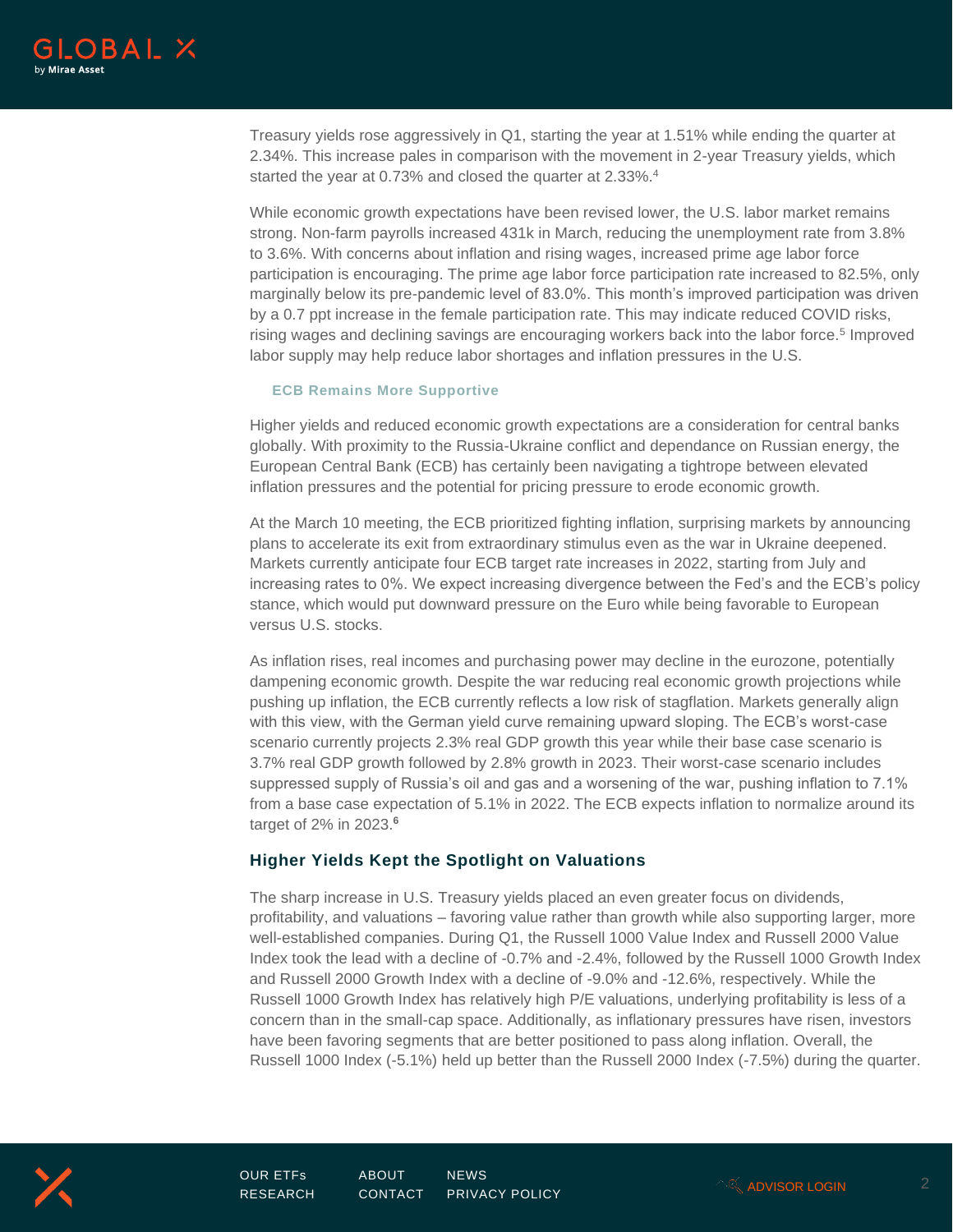Treasury yields rose aggressively in Q1, starting the year at 1.51% while ending the quarter at 2.34%. This increase pales in comparison with the movement in 2-year Treasury yields, which started the year at 0.73% and closed the quarter at 2.33%.[4]

While economic growth expectations have been revised lower, the U.S. labor market remains strong. Non-farm payrolls increased 431k in March, reducing the unemployment rate from 3.8% to 3.6%. With concerns about inflation and rising wages, increased prime age labor force participation is encouraging. The prime age labor force participation rate increased to 82.5%, only marginally below its pre-pandemic level of 83.0%. This month's improved participation was driven by a 0.7 ppt increase in the female participation rate. This may indicate reduced COVID risks, rising wages and declining savings are encouraging workers back into the labor force.[5] Improved labor supply may help reduce labor shortages and inflation pressures in the U.S.

### ECB Remains More Supportive

Higher yields and reduced economic growth expectations are a consideration for central banks globally. With proximity to the Russia-Ukraine conflict and dependance on Russian energy, the European Central Bank (ECB) has certainly been navigating a tightrope between elevated inflation pressures and the potential for pricing pressure to erode economic growth.

At the March 10 meeting, the ECB prioritized fighting inflation, surprising markets by announcing plans to accelerate its exit from extraordinary stimulus even as the war in Ukraine deepened. Markets currently anticipate four ECB target rate increases in 2022, starting from July and increasing rates to 0%. We expect increasing divergence between the Fed's and the ECB's policy stance, which would put downward pressure on the Euro while being favorable to European versus U.S. stocks.

As inflation rises, real incomes and purchasing power may decline in the eurozone, potentially dampening economic growth. Despite the war reducing real economic growth projections while pushing up inflation, the ECB currently reflects a low risk of stagflation. Markets generally align with this view, with the German yield curve remaining upward sloping. The ECB's worst-case scenario currently projects 2.3% real GDP growth this year while their base case scenario is 3.7% real GDP growth followed by 2.8% growth in 2023. Their worst-case scenario includes suppressed supply of Russia's oil and gas and a worsening of the war, pushing inflation to 7.1% from a base case expectation of 5.1% in 2022. The ECB expects inflation to normalize around its target of 2% in 2023.[6]

## Higher Yields Kept the Spotlight on Valuations

The sharp increase in U.S. Treasury yields placed an even greater focus on dividends, profitability, and valuations – favoring value rather than growth while also supporting larger, more well-established companies. During Q1, the Russell 1000 Value Index and Russell 2000 Value Index took the lead with a decline of -0.7% and -2.4%, followed by the Russell 1000 Growth Index and Russell 2000 Growth Index with a decline of -9.0% and -12.6%, respectively. While the Russell 1000 Growth Index has relatively high P/E valuations, underlying profitability is less of a concern than in the small-cap space. Additionally, as inflationary pressures have risen, investors have been favoring segments that are better positioned to pass along inflation. Overall, the Russell 1000 Index (-5.1%) held up better than the Russell 2000 Index (-7.5%) during the quarter.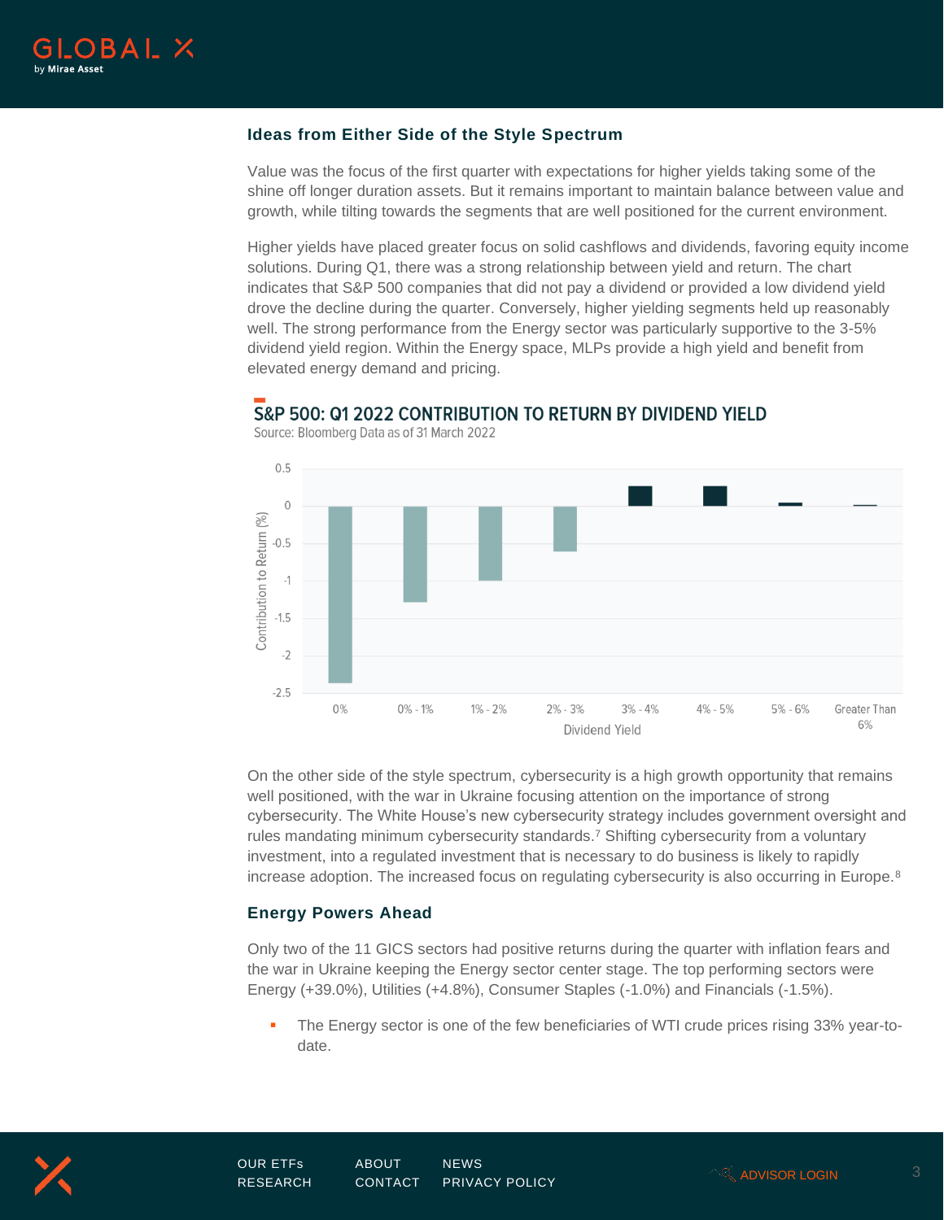### Ideas from Either Side of the Style Spectrum

Value was the focus of the first quarter with expectations for higher yields taking some of the shine off longer duration assets. But it remains important to maintain balance between value and growth, while tilting towards the segments that are well positioned for the current environment.

Higher yields have placed greater focus on solid cashflows and dividends, favoring equity income solutions. During Q1, there was a strong relationship between yield and return. The chart indicates that S&P 500 companies that did not pay a dividend or provided a low dividend yield drove the decline during the quarter. Conversely, higher yielding segments held up reasonably well. The strong performance from the Energy sector was particularly supportive to the 3-5% dividend yield region. Within the Energy space, MLPs provide a high yield and benefit from elevated energy demand and pricing.

**S&P 500: Q1 2022 CONTRIBUTION TO RETURN BY DIVIDEND YIELD**

Source: Bloomberg Data as of 31 March 2022

On the other side of the style spectrum, cybersecurity is a high growth opportunity that remains well positioned, with the war in Ukraine focusing attention on the importance of strong cybersecurity. The White House's new cybersecurity strategy includes government oversight and rules mandating minimum cybersecurity standards.[7] Shifting cybersecurity from a voluntary investment, into a regulated investment that is necessary to do business is likely to rapidly increase adoption. The increased focus on regulating cybersecurity is also occurring in Europe.[8]

### Energy Powers Ahead

Only two of the 11 GICS sectors had positive returns during the quarter with inflation fears and the war in Ukraine keeping the Energy sector center stage. The top performing sectors were Energy (+39.0%), Utilities (+4.8%), Consumer Staples (-1.0%) and Financials (-1.5%).

- The Energy sector is one of the few beneficiaries of WTI crude prices rising 33% year-to-date.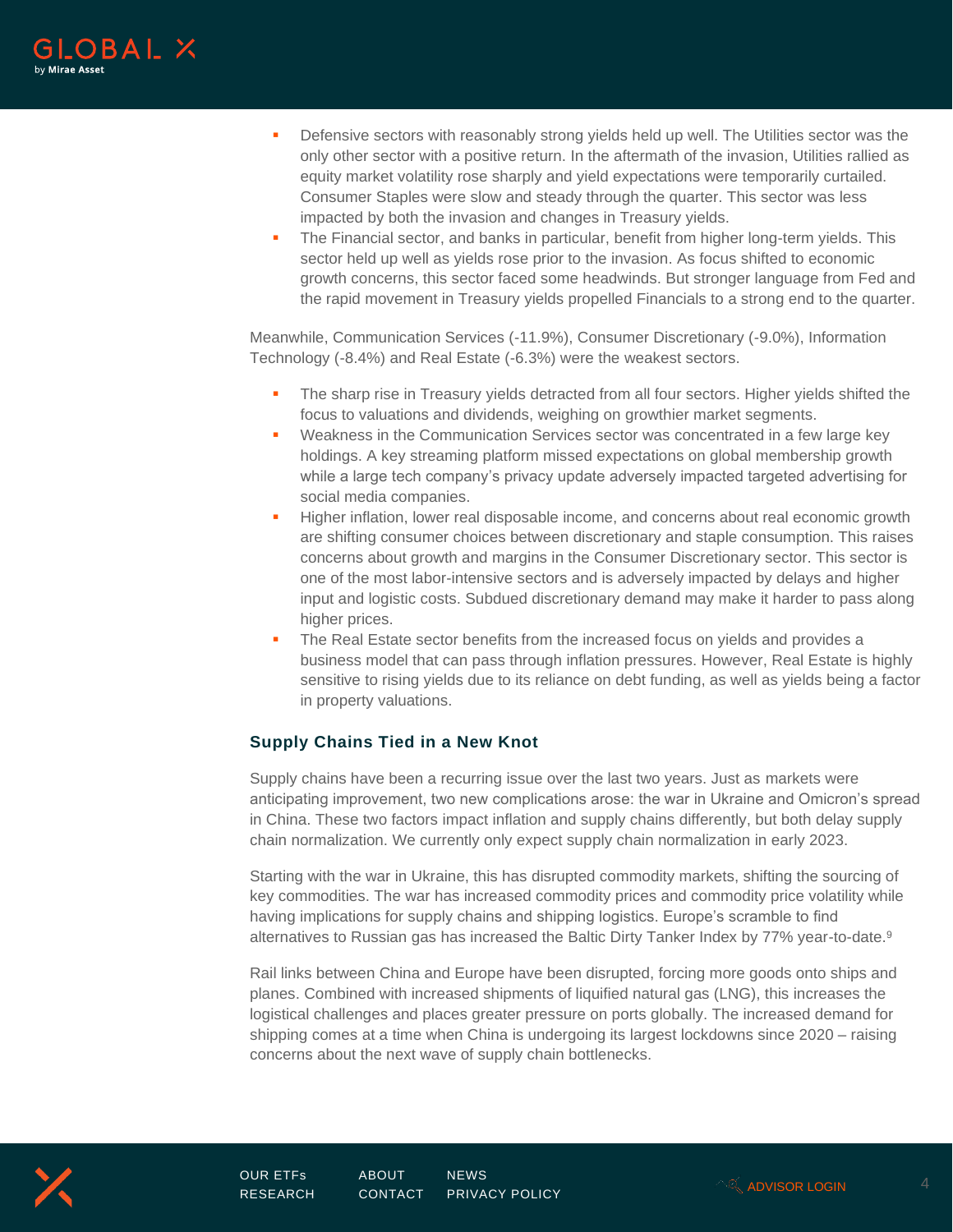- Defensive sectors with reasonably strong yields held up well. The Utilities sector was the only other sector with a positive return. In the aftermath of the invasion, Utilities rallied as equity market volatility rose sharply and yield expectations were temporarily curtailed. Consumer Staples were slow and steady through the quarter. This sector was less impacted by both the invasion and changes in Treasury yields.
- The Financial sector, and banks in particular, benefit from higher long-term yields. This sector held up well as yields rose prior to the invasion. As focus shifted to economic growth concerns, this sector faced some headwinds. But stronger language from Fed and the rapid movement in Treasury yields propelled Financials to a strong end to the quarter.

Meanwhile, Communication Services (-11.9%), Consumer Discretionary (-9.0%), Information Technology (-8.4%) and Real Estate (-6.3%) were the weakest sectors.

- The sharp rise in Treasury yields detracted from all four sectors. Higher yields shifted the focus to valuations and dividends, weighing on growthier market segments.
- Weakness in the Communication Services sector was concentrated in a few large key holdings. A key streaming platform missed expectations on global membership growth while a large tech company's privacy update adversely impacted targeted advertising for social media companies.
- Higher inflation, lower real disposable income, and concerns about real economic growth are shifting consumer choices between discretionary and staple consumption. This raises concerns about growth and margins in the Consumer Discretionary sector. This sector is one of the most labor-intensive sectors and is adversely impacted by delays and higher input and logistic costs. Subdued discretionary demand may make it harder to pass along higher prices.
- The Real Estate sector benefits from the increased focus on yields and provides a business model that can pass through inflation pressures. However, Real Estate is highly sensitive to rising yields due to its reliance on debt funding, as well as yields being a factor in property valuations.

### Supply Chains Tied in a New Knot

Supply chains have been a recurring issue over the last two years. Just as markets were anticipating improvement, two new complications arose: the war in Ukraine and Omicron's spread in China. These two factors impact inflation and supply chains differently, but both delay supply chain normalization. We currently only expect supply chain normalization in early 2023.

Starting with the war in Ukraine, this has disrupted commodity markets, shifting the sourcing of key commodities. The war has increased commodity prices and commodity price volatility while having implications for supply chains and shipping logistics. Europe's scramble to find alternatives to Russian gas has increased the Baltic Dirty Tanker Index by 77% year-to-date.[9]

Rail links between China and Europe have been disrupted, forcing more goods onto ships and planes. Combined with increased shipments of liquified natural gas (LNG), this increases the logistical challenges and places greater pressure on ports globally. The increased demand for shipping comes at a time when China is undergoing its largest lockdowns since 2020 – raising concerns about the next wave of supply chain bottlenecks.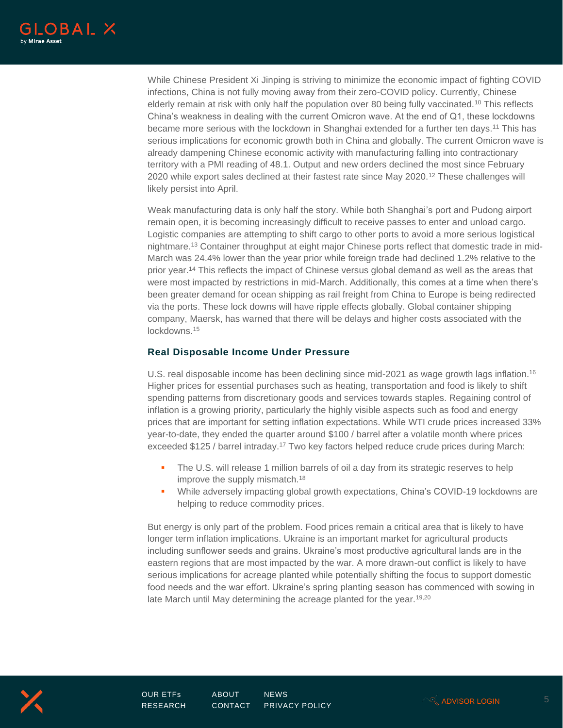While Chinese President Xi Jinping is striving to minimize the economic impact of fighting COVID infections, China is not fully moving away from their zero-COVID policy. Currently, Chinese elderly remain at risk with only half the population over 80 being fully vaccinated.[10] This reflects China's weakness in dealing with the current Omicron wave. At the end of Q1, these lockdowns became more serious with the lockdown in Shanghai extended for a further ten days.[11] This has serious implications for economic growth both in China and globally. The current Omicron wave is already dampening Chinese economic activity with manufacturing falling into contractionary territory with a PMI reading of 48.1. Output and new orders declined the most since February 2020 while export sales declined at their fastest rate since May 2020.[12] These challenges will likely persist into April.

Weak manufacturing data is only half the story. While both Shanghai's port and Pudong airport remain open, it is becoming increasingly difficult to receive passes to enter and unload cargo. Logistic companies are attempting to shift cargo to other ports to avoid a more serious logistical nightmare.[13] Container throughput at eight major Chinese ports reflect that domestic trade in mid-March was 24.4% lower than the year prior while foreign trade had declined 1.2% relative to the prior year.[14] This reflects the impact of Chinese versus global demand as well as the areas that were most impacted by restrictions in mid-March. Additionally, this comes at a time when there's been greater demand for ocean shipping as rail freight from China to Europe is being redirected via the ports. These lock downs will have ripple effects globally. Global container shipping company, Maersk, has warned that there will be delays and higher costs associated with the lockdowns.[15]

### Real Disposable Income Under Pressure

U.S. real disposable income has been declining since mid-2021 as wage growth lags inflation.[16] Higher prices for essential purchases such as heating, transportation and food is likely to shift spending patterns from discretionary goods and services towards staples. Regaining control of inflation is a growing priority, particularly the highly visible aspects such as food and energy prices that are important for setting inflation expectations. While WTI crude prices increased 33% year-to-date, they ended the quarter around $100 / barrel after a volatile month where prices exceeded $125 / barrel intraday.[17] Two key factors helped reduce crude prices during March:

- The U.S. will release 1 million barrels of oil a day from its strategic reserves to help improve the supply mismatch.[18]
- While adversely impacting global growth expectations, China's COVID-19 lockdowns are helping to reduce commodity prices.

But energy is only part of the problem. Food prices remain a critical area that is likely to have longer term inflation implications. Ukraine is an important market for agricultural products including sunflower seeds and grains. Ukraine's most productive agricultural lands are in the eastern regions that are most impacted by the war. A more drawn-out conflict is likely to have serious implications for acreage planted while potentially shifting the focus to support domestic food needs and the war effort. Ukraine's spring planting season has commenced with sowing in late March until May determining the acreage planted for the year.[19,20]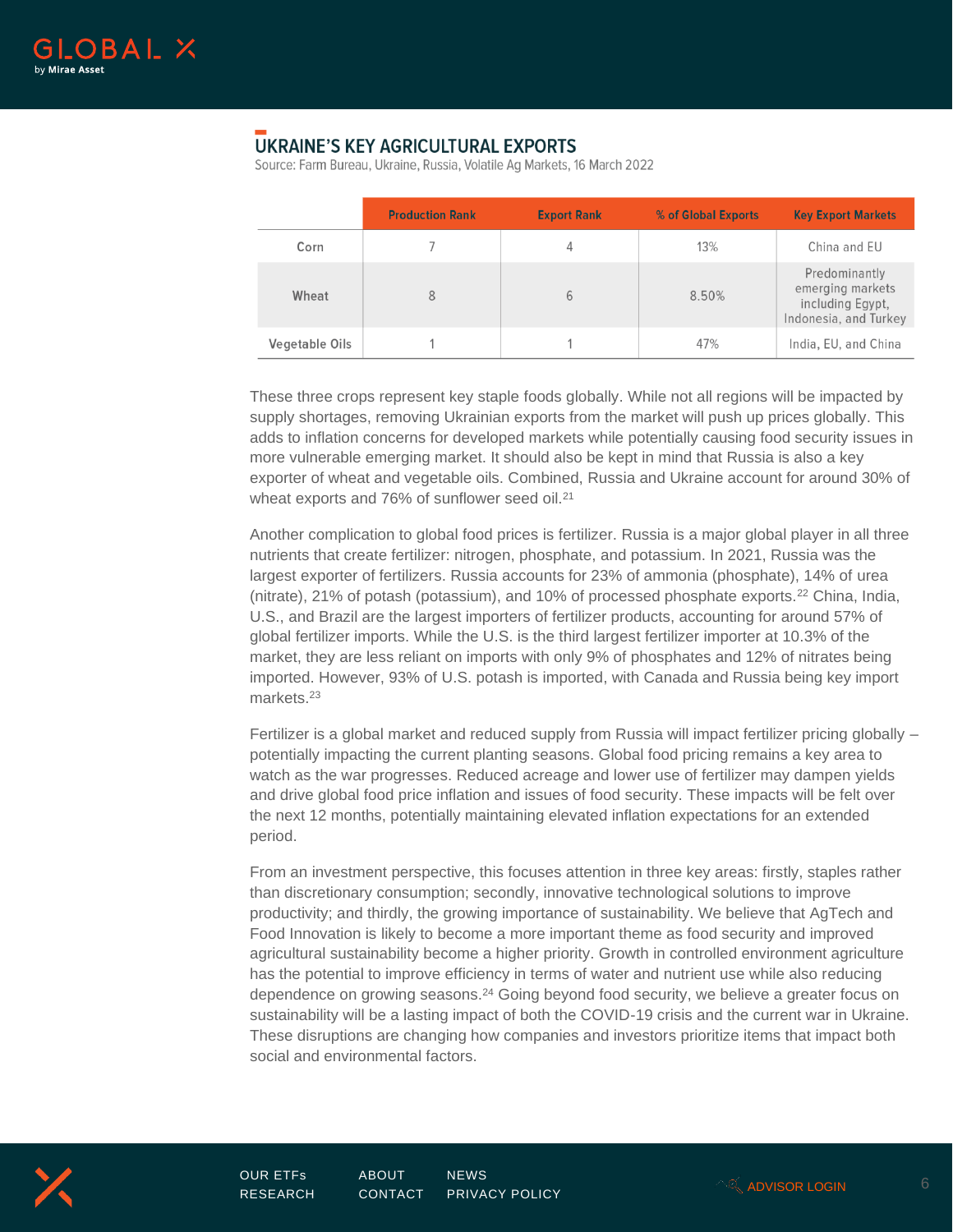## UKRAINE'S KEY AGRICULTURAL EXPORTS

Source: Farm Bureau, Ukraine, Russia, Volatile Ag Markets, 16 March 2022

| | Production Rank | Export Rank | % of Global Exports | Key Export Markets |
|---|---|---|---|---|
| Corn | 7 | 4 | 13% | China and EU |
| Wheat | 8 | 6 | 8.50% | Predominantly emerging markets including Egypt, Indonesia, and Turkey |
| Vegetable Oils | 1 | 1 | 47% | India, EU, and China |

These three crops represent key staple foods globally. While not all regions will be impacted by supply shortages, removing Ukrainian exports from the market will push up prices globally. This adds to inflation concerns for developed markets while potentially causing food security issues in more vulnerable emerging market. It should also be kept in mind that Russia is also a key exporter of wheat and vegetable oils. Combined, Russia and Ukraine account for around 30% of wheat exports and 76% of sunflower seed oil.[21]

Another complication to global food prices is fertilizer. Russia is a major global player in all three nutrients that create fertilizer: nitrogen, phosphate, and potassium. In 2021, Russia was the largest exporter of fertilizers. Russia accounts for 23% of ammonia (phosphate), 14% of urea (nitrate), 21% of potash (potassium), and 10% of processed phosphate exports.[22] China, India, U.S., and Brazil are the largest importers of fertilizer products, accounting for around 57% of global fertilizer imports. While the U.S. is the third largest fertilizer importer at 10.3% of the market, they are less reliant on imports with only 9% of phosphates and 12% of nitrates being imported. However, 93% of U.S. potash is imported, with Canada and Russia being key import markets.[23]

Fertilizer is a global market and reduced supply from Russia will impact fertilizer pricing globally – potentially impacting the current planting seasons. Global food pricing remains a key area to watch as the war progresses. Reduced acreage and lower use of fertilizer may dampen yields and drive global food price inflation and issues of food security. These impacts will be felt over the next 12 months, potentially maintaining elevated inflation expectations for an extended period.

From an investment perspective, this focuses attention in three key areas: firstly, staples rather than discretionary consumption; secondly, innovative technological solutions to improve productivity; and thirdly, the growing importance of sustainability. We believe that AgTech and Food Innovation is likely to become a more important theme as food security and improved agricultural sustainability become a higher priority. Growth in controlled environment agriculture has the potential to improve efficiency in terms of water and nutrient use while also reducing dependence on growing seasons.[24] Going beyond food security, we believe a greater focus on sustainability will be a lasting impact of both the COVID-19 crisis and the current war in Ukraine. These disruptions are changing how companies and investors prioritize items that impact both social and environmental factors.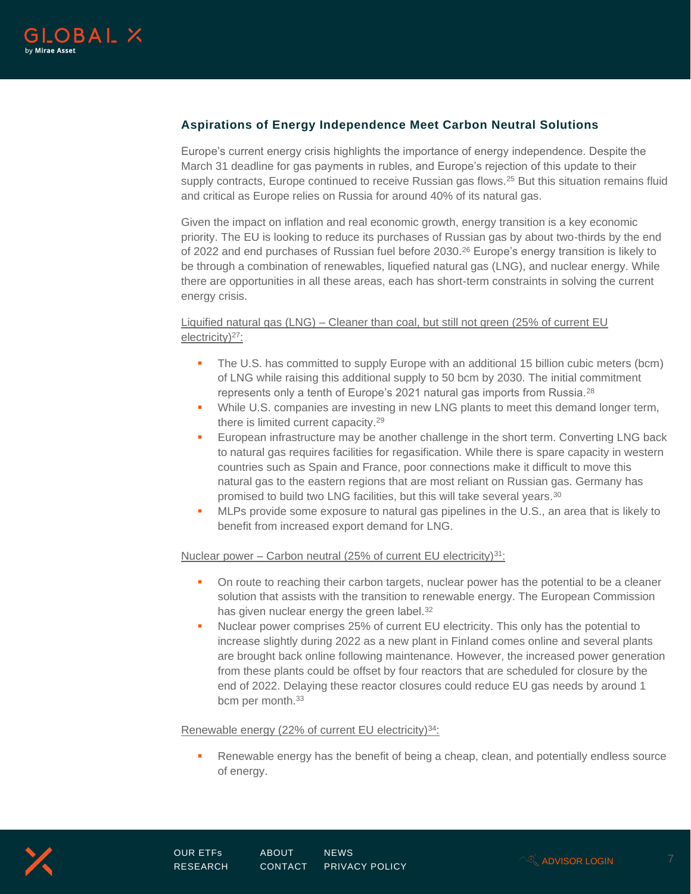## Aspirations of Energy Independence Meet Carbon Neutral Solutions

Europe's current energy crisis highlights the importance of energy independence. Despite the March 31 deadline for gas payments in rubles, and Europe's rejection of this update to their supply contracts, Europe continued to receive Russian gas flows.[25] But this situation remains fluid and critical as Europe relies on Russia for around 40% of its natural gas.

Given the impact on inflation and real economic growth, energy transition is a key economic priority. The EU is looking to reduce its purchases of Russian gas by about two-thirds by the end of 2022 and end purchases of Russian fuel before 2030.[26] Europe's energy transition is likely to be through a combination of renewables, liquefied natural gas (LNG), and nuclear energy. While there are opportunities in all these areas, each has short-term constraints in solving the current energy crisis.

Liquified natural gas (LNG) – Cleaner than coal, but still not green (25% of current EU electricity)[27]:

- The U.S. has committed to supply Europe with an additional 15 billion cubic meters (bcm) of LNG while raising this additional supply to 50 bcm by 2030. The initial commitment represents only a tenth of Europe's 2021 natural gas imports from Russia.[28]
- While U.S. companies are investing in new LNG plants to meet this demand longer term, there is limited current capacity.[29]
- European infrastructure may be another challenge in the short term. Converting LNG back to natural gas requires facilities for regasification. While there is spare capacity in western countries such as Spain and France, poor connections make it difficult to move this natural gas to the eastern regions that are most reliant on Russian gas. Germany has promised to build two LNG facilities, but this will take several years.[30]
- MLPs provide some exposure to natural gas pipelines in the U.S., an area that is likely to benefit from increased export demand for LNG.

Nuclear power – Carbon neutral (25% of current EU electricity)[31]:

- On route to reaching their carbon targets, nuclear power has the potential to be a cleaner solution that assists with the transition to renewable energy. The European Commission has given nuclear energy the green label.[32]
- Nuclear power comprises 25% of current EU electricity. This only has the potential to increase slightly during 2022 as a new plant in Finland comes online and several plants are brought back online following maintenance. However, the increased power generation from these plants could be offset by four reactors that are scheduled for closure by the end of 2022. Delaying these reactor closures could reduce EU gas needs by around 1 bcm per month.[33]

Renewable energy (22% of current EU electricity)[34]:

- Renewable energy has the benefit of being a cheap, clean, and potentially endless source of energy.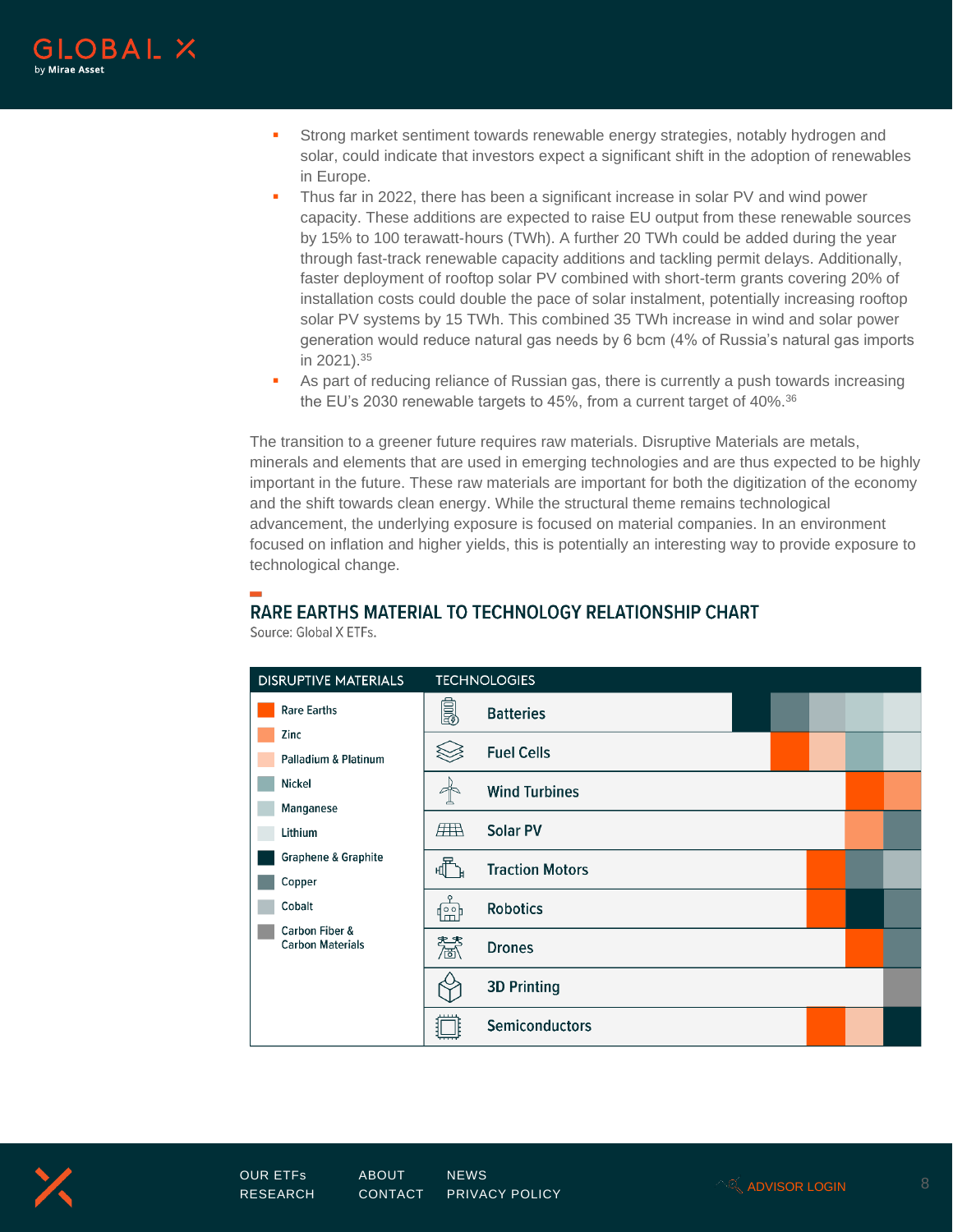- Strong market sentiment towards renewable energy strategies, notably hydrogen and solar, could indicate that investors expect a significant shift in the adoption of renewables in Europe.
- Thus far in 2022, there has been a significant increase in solar PV and wind power capacity. These additions are expected to raise EU output from these renewable sources by 15% to 100 terawatt-hours (TWh). A further 20 TWh could be added during the year through fast-track renewable capacity additions and tackling permit delays. Additionally, faster deployment of rooftop solar PV combined with short-term grants covering 20% of installation costs could double the pace of solar instalment, potentially increasing rooftop solar PV systems by 15 TWh. This combined 35 TWh increase in wind and solar power generation would reduce natural gas needs by 6 bcm (4% of Russia's natural gas imports in 2021).[35]
- As part of reducing reliance of Russian gas, there is currently a push towards increasing the EU's 2030 renewable targets to 45%, from a current target of 40%.[36]

The transition to a greener future requires raw materials. Disruptive Materials are metals, minerals and elements that are used in emerging technologies and are thus expected to be highly important in the future. These raw materials are important for both the digitization of the economy and the shift towards clean energy. While the structural theme remains technological advancement, the underlying exposure is focused on material companies. In an environment focused on inflation and higher yields, this is potentially an interesting way to provide exposure to technological change.

## RARE EARTHS MATERIAL TO TECHNOLOGY RELATIONSHIP CHART

Source: Global X ETFs.

| Technologies | Disruptive Materials |
|---|---|
| Batteries | Graphene & Graphite, Copper, Cobalt, Manganese, Lithium |
| Fuel Cells | Rare Earths, Palladium & Platinum, Nickel, Lithium |
| Wind Turbines | Rare Earths, Zinc |
| Solar PV | Zinc, Copper |
| Traction Motors | Rare Earths, Copper, Cobalt |
| Robotics | Rare Earths, Graphene & Graphite, Copper |
| Drones | Rare Earths, Copper |
| 3D Printing | Carbon Fiber & Carbon Materials |
| Semiconductors | Rare Earths, Palladium & Platinum, Graphene & Graphite |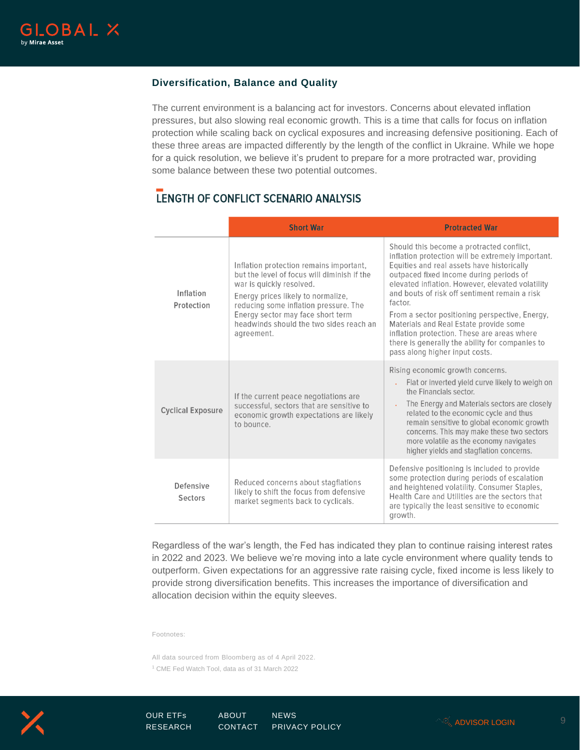### Diversification, Balance and Quality

The current environment is a balancing act for investors. Concerns about elevated inflation pressures, but also slowing real economic growth. This is a time that calls for focus on inflation protection while scaling back on cyclical exposures and increasing defensive positioning. Each of these three areas are impacted differently by the length of the conflict in Ukraine. While we hope for a quick resolution, we believe it's prudent to prepare for a more protracted war, providing some balance between these two potential outcomes.

## LENGTH OF CONFLICT SCENARIO ANALYSIS

| | Short War | Protracted War |
|---|---|---|
| Inflation Protection | Inflation protection remains important, but the level of focus will diminish if the war is quickly resolved. Energy prices likely to normalize, reducing some inflation pressure. The Energy sector may face short term headwinds should the two sides reach an agreement. | Should this become a protracted conflict, inflation protection will be extremely important. Equities and real assets have historically outpaced fixed income during periods of elevated inflation. However, elevated volatility and bouts of risk off sentiment remain a risk factor. From a sector positioning perspective, Energy, Materials and Real Estate provide some inflation protection. These are areas where there is generally the ability for companies to pass along higher input costs. |
| Cyclical Exposure | If the current peace negotiations are successful, sectors that are sensitive to economic growth expectations are likely to bounce. | Rising economic growth concerns. • Flat or inverted yield curve likely to weigh on the Financials sector. • The Energy and Materials sectors are closely related to the economic cycle and thus remain sensitive to global economic growth concerns. This may make these two sectors more volatile as the economy navigates higher yields and stagflation concerns. |
| Defensive Sectors | Reduced concerns about stagflations likely to shift the focus from defensive market segments back to cyclicals. | Defensive positioning is included to provide some protection during periods of escalation and heightened volatility. Consumer Staples, Health Care and Utilities are the sectors that are typically the least sensitive to economic growth. |

Regardless of the war's length, the Fed has indicated they plan to continue raising interest rates in 2022 and 2023. We believe we're moving into a late cycle environment where quality tends to outperform. Given expectations for an aggressive rate raising cycle, fixed income is less likely to provide strong diversification benefits. This increases the importance of diversification and allocation decision within the equity sleeves.

Footnotes:

All data sourced from Bloomberg as of 4 April 2022.

[1] CME Fed Watch Tool, data as of 31 March 2022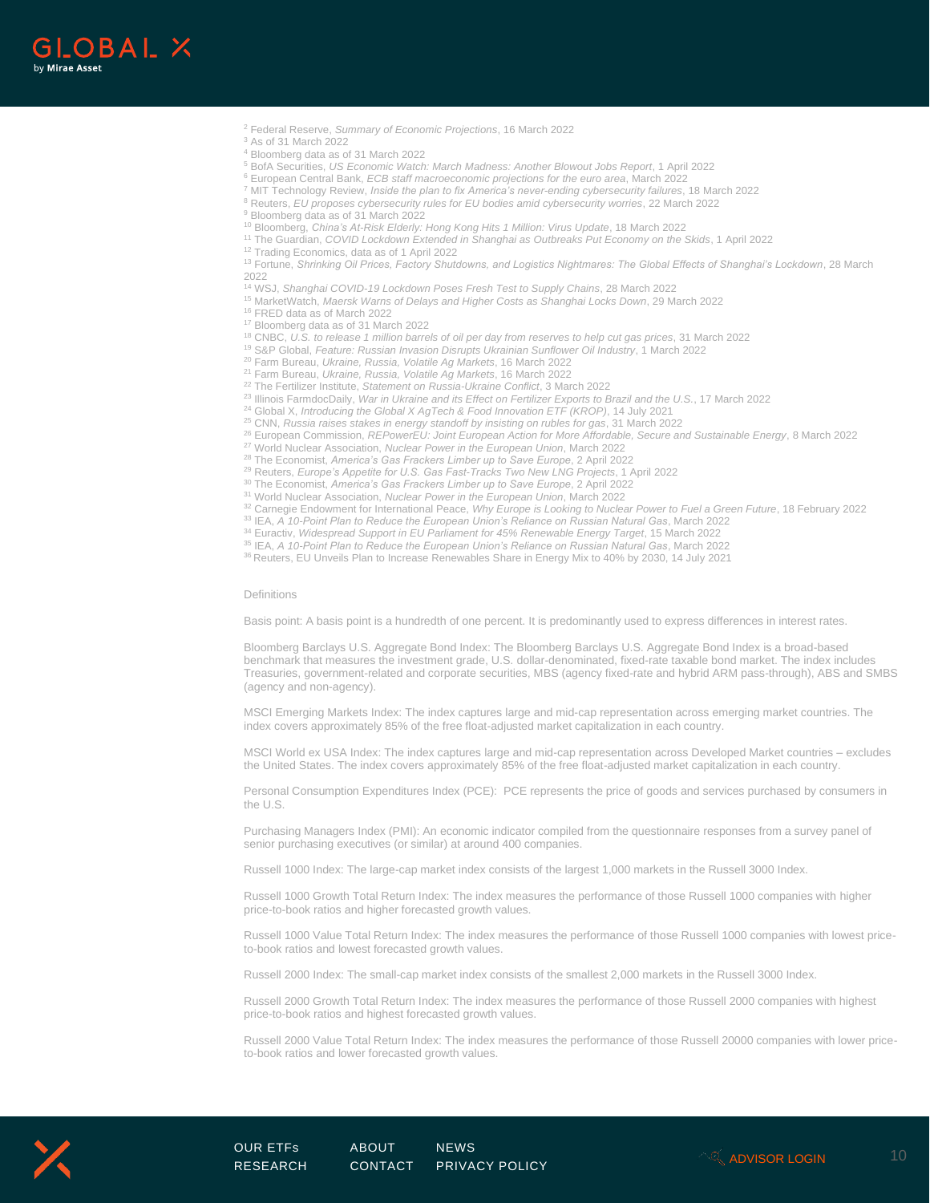[2] Federal Reserve, *Summary of Economic Projections*, 16 March 2022
[3] As of 31 March 2022
[4] Bloomberg data as of 31 March 2022
[5] BofA Securities, *US Economic Watch: March Madness: Another Blowout Jobs Report*, 1 April 2022
[6] European Central Bank, *ECB staff macroeconomic projections for the euro area*, March 2022
[7] MIT Technology Review, *Inside the plan to fix America's never-ending cybersecurity failures*, 18 March 2022
[8] Reuters, *EU proposes cybersecurity rules for EU bodies amid cybersecurity worries*, 22 March 2022
[9] Bloomberg data as of 31 March 2022
[10] Bloomberg, *China's At-Risk Elderly: Hong Kong Hits 1 Million: Virus Update*, 18 March 2022
[11] The Guardian, *COVID Lockdown Extended in Shanghai as Outbreaks Put Economy on the Skids*, 1 April 2022
[12] Trading Economics, data as of 1 April 2022
[13] Fortune, *Shrinking Oil Prices, Factory Shutdowns, and Logistics Nightmares: The Global Effects of Shanghai's Lockdown*, 28 March 2022
[14] WSJ, *Shanghai COVID-19 Lockdown Poses Fresh Test to Supply Chains*, 28 March 2022
[15] MarketWatch, *Maersk Warns of Delays and Higher Costs as Shanghai Locks Down*, 29 March 2022
[16] FRED data as of March 2022
[17] Bloomberg data as of 31 March 2022
[18] CNBC, *U.S. to release 1 million barrels of oil per day from reserves to help cut gas prices*, 31 March 2022
[19] S&P Global, *Feature: Russian Invasion Disrupts Ukrainian Sunflower Oil Industry*, 1 March 2022
[20] Farm Bureau, *Ukraine, Russia, Volatile Ag Markets*, 16 March 2022
[21] Farm Bureau, *Ukraine, Russia, Volatile Ag Markets*, 16 March 2022
[22] The Fertilizer Institute, *Statement on Russia-Ukraine Conflict*, 3 March 2022
[23] Illinois FarmdocDaily, *War in Ukraine and its Effect on Fertilizer Exports to Brazil and the U.S.*, 17 March 2022
[24] Global X, *Introducing the Global X AgTech & Food Innovation ETF (KROP)*, 14 July 2021
[25] CNN, *Russia raises stakes in energy standoff by insisting on rubles for gas*, 31 March 2022
[26] European Commission, *REPowerEU: Joint European Action for More Affordable, Secure and Sustainable Energy*, 8 March 2022
[27] World Nuclear Association, *Nuclear Power in the European Union*, March 2022
[28] The Economist, *America's Gas Frackers Limber up to Save Europe*, 2 April 2022
[29] Reuters, *Europe's Appetite for U.S. Gas Fast-Tracks Two New LNG Projects*, 1 April 2022
[30] The Economist, *America's Gas Frackers Limber up to Save Europe*, 2 April 2022
[31] World Nuclear Association, *Nuclear Power in the European Union*, March 2022
[32] Carnegie Endowment for International Peace, *Why Europe is Looking to Nuclear Power to Fuel a Green Future*, 18 February 2022
[33] IEA, *A 10-Point Plan to Reduce the European Union's Reliance on Russian Natural Gas*, March 2022
[34] Euractiv, *Widespread Support in EU Parliament for 45% Renewable Energy Target*, 15 March 2022
[35] IEA, *A 10-Point Plan to Reduce the European Union's Reliance on Russian Natural Gas*, March 2022
[36] Reuters, EU Unveils Plan to Increase Renewables Share in Energy Mix to 40% by 2030, 14 July 2021

Definitions

Basis point: A basis point is a hundredth of one percent. It is predominantly used to express differences in interest rates.

Bloomberg Barclays U.S. Aggregate Bond Index: The Bloomberg Barclays U.S. Aggregate Bond Index is a broad-based benchmark that measures the investment grade, U.S. dollar-denominated, fixed-rate taxable bond market. The index includes Treasuries, government-related and corporate securities, MBS (agency fixed-rate and hybrid ARM pass-through), ABS and SMBS (agency and non-agency).

MSCI Emerging Markets Index: The index captures large and mid-cap representation across emerging market countries. The index covers approximately 85% of the free float-adjusted market capitalization in each country.

MSCI World ex USA Index: The index captures large and mid-cap representation across Developed Market countries – excludes the United States. The index covers approximately 85% of the free float-adjusted market capitalization in each country.

Personal Consumption Expenditures Index (PCE): PCE represents the price of goods and services purchased by consumers in the U.S.

Purchasing Managers Index (PMI): An economic indicator compiled from the questionnaire responses from a survey panel of senior purchasing executives (or similar) at around 400 companies.

Russell 1000 Index: The large-cap market index consists of the largest 1,000 markets in the Russell 3000 Index.

Russell 1000 Growth Total Return Index: The index measures the performance of those Russell 1000 companies with higher price-to-book ratios and higher forecasted growth values.

Russell 1000 Value Total Return Index: The index measures the performance of those Russell 1000 companies with lowest price-to-book ratios and lowest forecasted growth values.

Russell 2000 Index: The small-cap market index consists of the smallest 2,000 markets in the Russell 3000 Index.

Russell 2000 Growth Total Return Index: The index measures the performance of those Russell 2000 companies with highest price-to-book ratios and highest forecasted growth values.

Russell 2000 Value Total Return Index: The index measures the performance of those Russell 20000 companies with lower price-to-book ratios and lower forecasted growth values.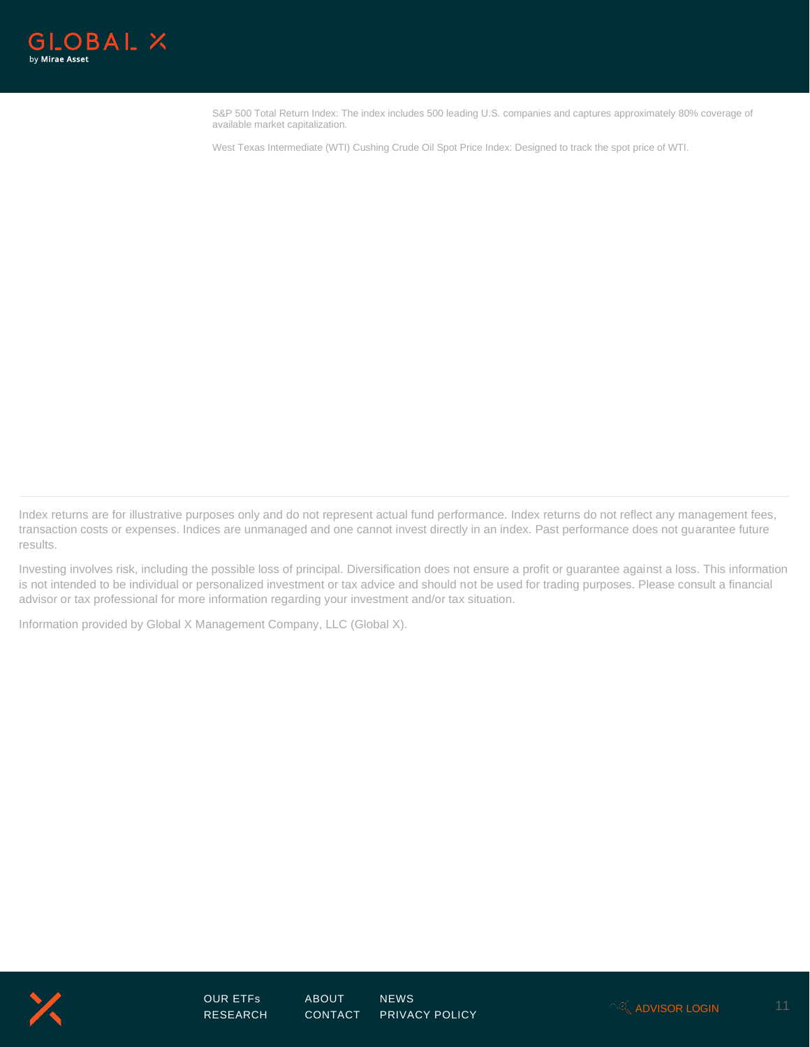S&P 500 Total Return Index: The index includes 500 leading U.S. companies and captures approximately 80% coverage of available market capitalization.

West Texas Intermediate (WTI) Cushing Crude Oil Spot Price Index: Designed to track the spot price of WTI.

---

Index returns are for illustrative purposes only and do not represent actual fund performance. Index returns do not reflect any management fees, transaction costs or expenses. Indices are unmanaged and one cannot invest directly in an index. Past performance does not guarantee future results.

Investing involves risk, including the possible loss of principal. Diversification does not ensure a profit or guarantee against a loss. This information is not intended to be individual or personalized investment or tax advice and should not be used for trading purposes. Please consult a financial advisor or tax professional for more information regarding your investment and/or tax situation.

Information provided by Global X Management Company, LLC (Global X).